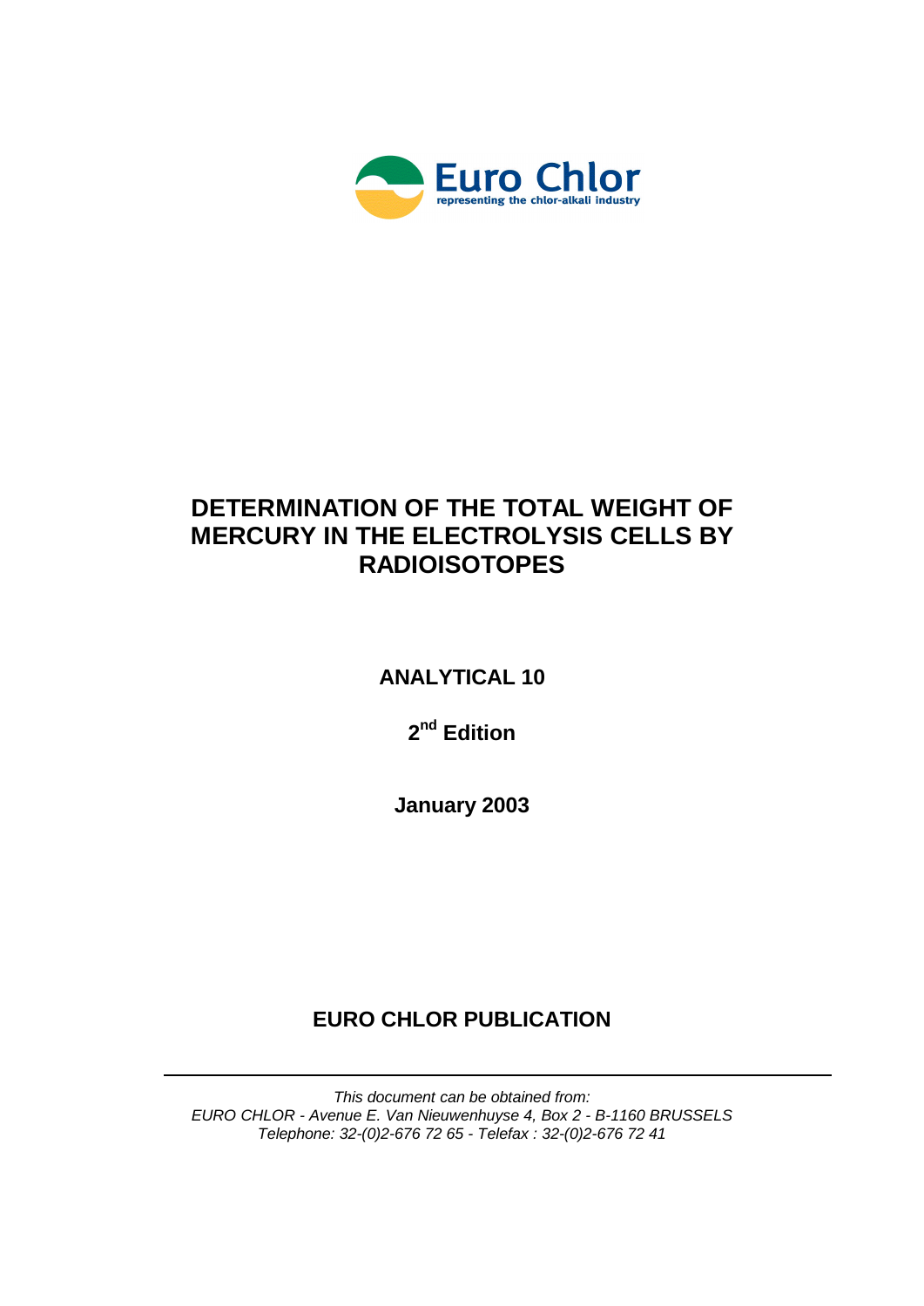Euro Chlor

representing the chlor-alkali industry

# DETERMINATION OF THE TOTAL WEIGHT OF MERCURY IN THE ELECTROLYSIS CELLS BY RADIOISOTOPES

**ANALYTICAL 10**

**2nd Edition**

**January 2003**

**EURO CHLOR PUBLICATION**

---

*This document can be obtained from:*
*EURO CHLOR - Avenue E. Van Nieuwenhuyse 4, Box 2 - B-1160 BRUSSELS*
*Telephone: 32-(0)2-676 72 65 - Telefax : 32-(0)2-676 72 41*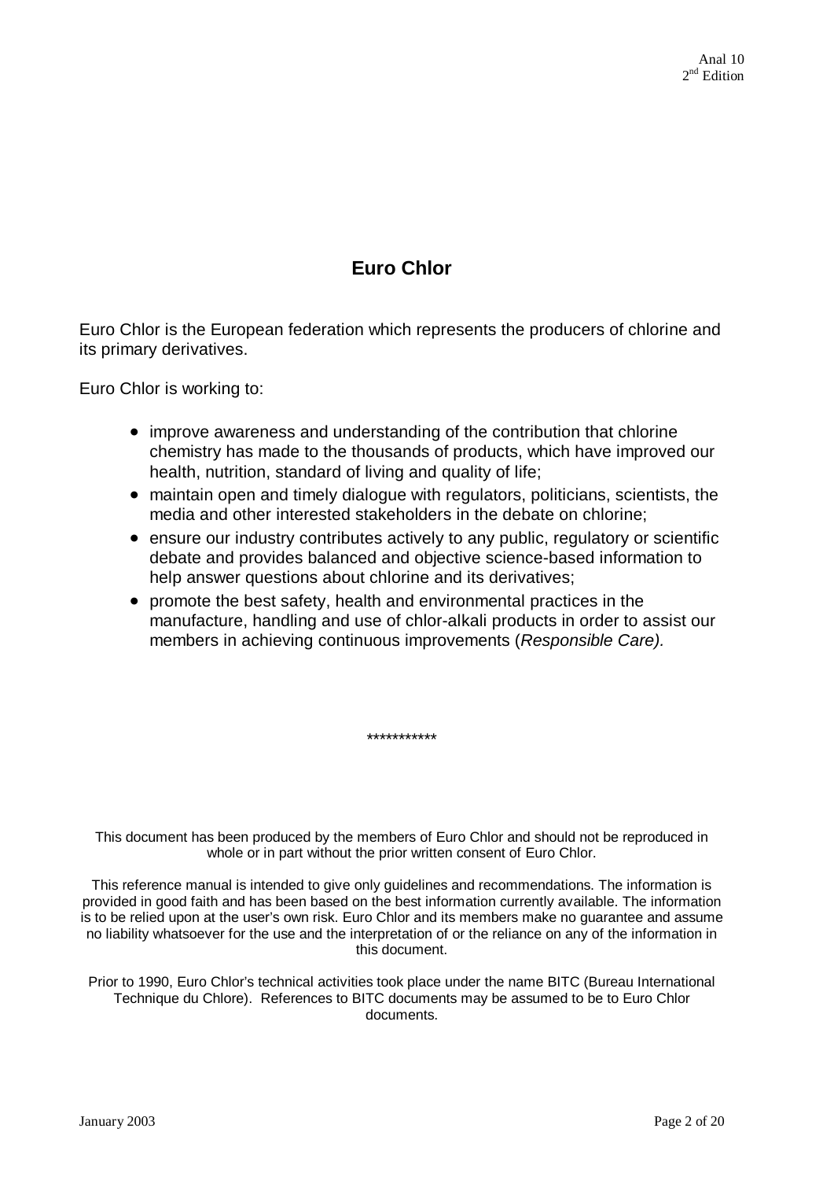# Euro Chlor

Euro Chlor is the European federation which represents the producers of chlorine and its primary derivatives.

Euro Chlor is working to:

- improve awareness and understanding of the contribution that chlorine chemistry has made to the thousands of products, which have improved our health, nutrition, standard of living and quality of life;
- maintain open and timely dialogue with regulators, politicians, scientists, the media and other interested stakeholders in the debate on chlorine;
- ensure our industry contributes actively to any public, regulatory or scientific debate and provides balanced and objective science-based information to help answer questions about chlorine and its derivatives;
- promote the best safety, health and environmental practices in the manufacture, handling and use of chlor-alkali products in order to assist our members in achieving continuous improvements (*Responsible Care).*

***********

This document has been produced by the members of Euro Chlor and should not be reproduced in whole or in part without the prior written consent of Euro Chlor.

This reference manual is intended to give only guidelines and recommendations. The information is provided in good faith and has been based on the best information currently available. The information is to be relied upon at the user's own risk. Euro Chlor and its members make no guarantee and assume no liability whatsoever for the use and the interpretation of or the reliance on any of the information in this document.

Prior to 1990, Euro Chlor's technical activities took place under the name BITC (Bureau International Technique du Chlore). References to BITC documents may be assumed to be to Euro Chlor documents.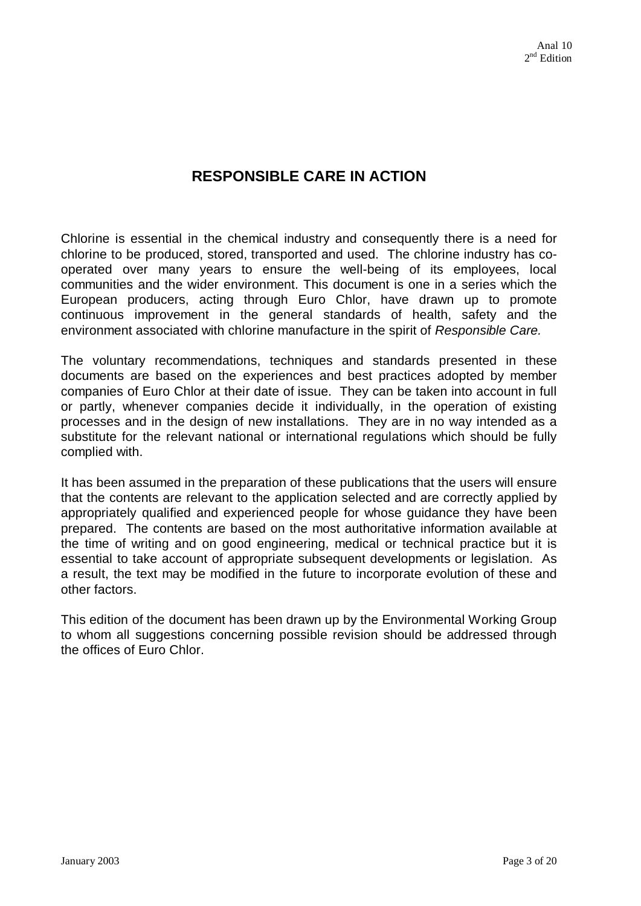# RESPONSIBLE CARE IN ACTION

Chlorine is essential in the chemical industry and consequently there is a need for chlorine to be produced, stored, transported and used. The chlorine industry has co-operated over many years to ensure the well-being of its employees, local communities and the wider environment. This document is one in a series which the European producers, acting through Euro Chlor, have drawn up to promote continuous improvement in the general standards of health, safety and the environment associated with chlorine manufacture in the spirit of *Responsible Care.*

The voluntary recommendations, techniques and standards presented in these documents are based on the experiences and best practices adopted by member companies of Euro Chlor at their date of issue. They can be taken into account in full or partly, whenever companies decide it individually, in the operation of existing processes and in the design of new installations. They are in no way intended as a substitute for the relevant national or international regulations which should be fully complied with.

It has been assumed in the preparation of these publications that the users will ensure that the contents are relevant to the application selected and are correctly applied by appropriately qualified and experienced people for whose guidance they have been prepared. The contents are based on the most authoritative information available at the time of writing and on good engineering, medical or technical practice but it is essential to take account of appropriate subsequent developments or legislation. As a result, the text may be modified in the future to incorporate evolution of these and other factors.

This edition of the document has been drawn up by the Environmental Working Group to whom all suggestions concerning possible revision should be addressed through the offices of Euro Chlor.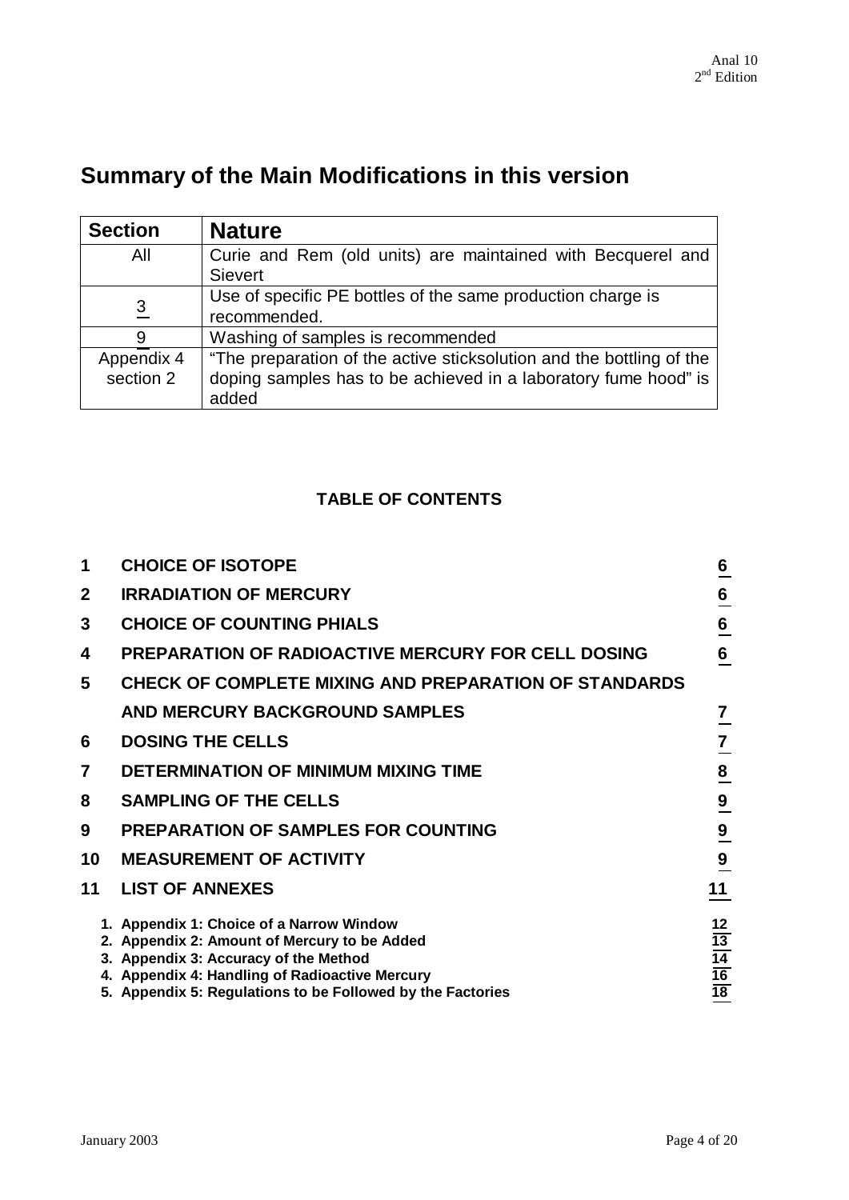# Summary of the Main Modifications in this version

| Section | Nature |
|---|---|
| All | Curie and Rem (old units) are maintained with Becquerel and Sievert |
| 3 | Use of specific PE bottles of the same production charge is recommended. |
| 9 | Washing of samples is recommended |
| Appendix 4 section 2 | "The preparation of the active sticksolution and the bottling of the doping samples has to be achieved in a laboratory fume hood" is added |

**TABLE OF CONTENTS**

| | | |
|---|---|---|
| 1 | CHOICE OF ISOTOPE | 6 |
| 2 | IRRADIATION OF MERCURY | 6 |
| 3 | CHOICE OF COUNTING PHIALS | 6 |
| 4 | PREPARATION OF RADIOACTIVE MERCURY FOR CELL DOSING | 6 |
| 5 | CHECK OF COMPLETE MIXING AND PREPARATION OF STANDARDS AND MERCURY BACKGROUND SAMPLES | 7 |
| 6 | DOSING THE CELLS | 7 |
| 7 | DETERMINATION OF MINIMUM MIXING TIME | 8 |
| 8 | SAMPLING OF THE CELLS | 9 |
| 9 | PREPARATION OF SAMPLES FOR COUNTING | 9 |
| 10 | MEASUREMENT OF ACTIVITY | 9 |
| 11 | LIST OF ANNEXES | 11 |

1. Appendix 1: Choice of a Narrow Window — 12
2. Appendix 2: Amount of Mercury to be Added — 13
3. Appendix 3: Accuracy of the Method — 14
4. Appendix 4: Handling of Radioactive Mercury — 16
5. Appendix 5: Regulations to be Followed by the Factories — 18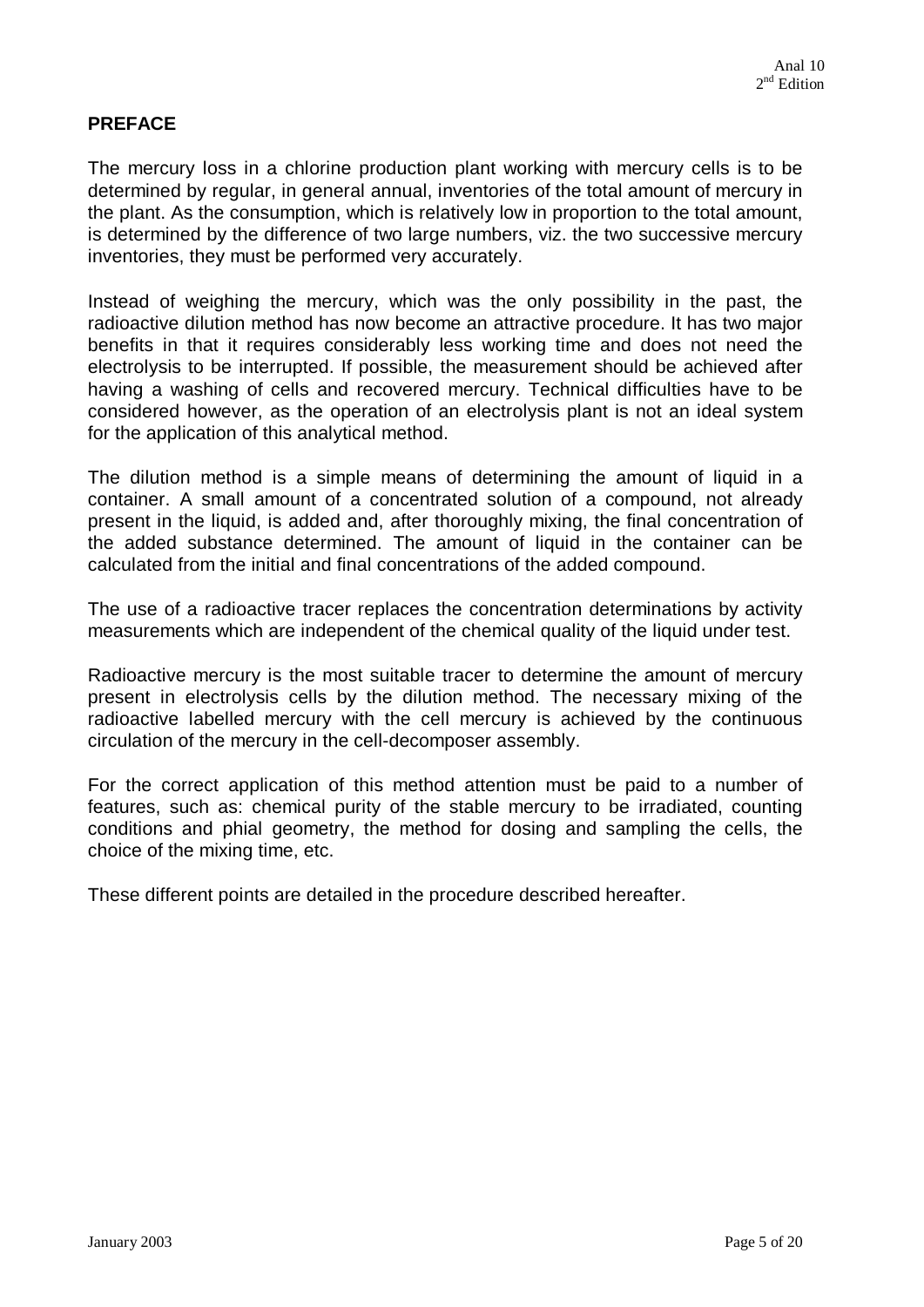## PREFACE

The mercury loss in a chlorine production plant working with mercury cells is to be determined by regular, in general annual, inventories of the total amount of mercury in the plant. As the consumption, which is relatively low in proportion to the total amount, is determined by the difference of two large numbers, viz. the two successive mercury inventories, they must be performed very accurately.

Instead of weighing the mercury, which was the only possibility in the past, the radioactive dilution method has now become an attractive procedure. It has two major benefits in that it requires considerably less working time and does not need the electrolysis to be interrupted. If possible, the measurement should be achieved after having a washing of cells and recovered mercury. Technical difficulties have to be considered however, as the operation of an electrolysis plant is not an ideal system for the application of this analytical method.

The dilution method is a simple means of determining the amount of liquid in a container. A small amount of a concentrated solution of a compound, not already present in the liquid, is added and, after thoroughly mixing, the final concentration of the added substance determined. The amount of liquid in the container can be calculated from the initial and final concentrations of the added compound.

The use of a radioactive tracer replaces the concentration determinations by activity measurements which are independent of the chemical quality of the liquid under test.

Radioactive mercury is the most suitable tracer to determine the amount of mercury present in electrolysis cells by the dilution method. The necessary mixing of the radioactive labelled mercury with the cell mercury is achieved by the continuous circulation of the mercury in the cell-decomposer assembly.

For the correct application of this method attention must be paid to a number of features, such as: chemical purity of the stable mercury to be irradiated, counting conditions and phial geometry, the method for dosing and sampling the cells, the choice of the mixing time, etc.

These different points are detailed in the procedure described hereafter.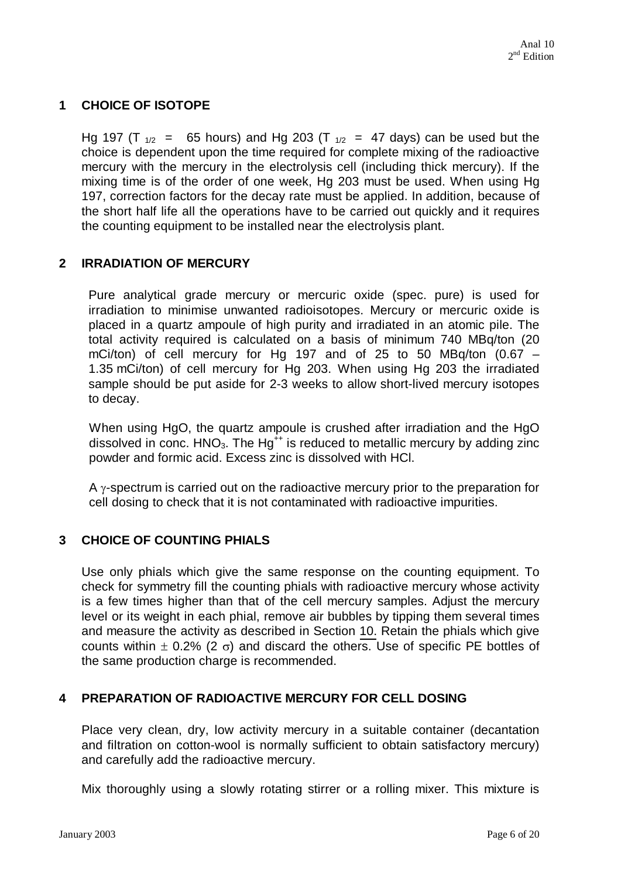## 1 CHOICE OF ISOTOPE

Hg 197 ($T_{1/2}$ = 65 hours) and Hg 203 ($T_{1/2}$ = 47 days) can be used but the choice is dependent upon the time required for complete mixing of the radioactive mercury with the mercury in the electrolysis cell (including thick mercury). If the mixing time is of the order of one week, Hg 203 must be used. When using Hg 197, correction factors for the decay rate must be applied. In addition, because of the short half life all the operations have to be carried out quickly and it requires the counting equipment to be installed near the electrolysis plant.

## 2 IRRADIATION OF MERCURY

Pure analytical grade mercury or mercuric oxide (spec. pure) is used for irradiation to minimise unwanted radioisotopes. Mercury or mercuric oxide is placed in a quartz ampoule of high purity and irradiated in an atomic pile. The total activity required is calculated on a basis of minimum 740 MBq/ton (20 mCi/ton) of cell mercury for Hg 197 and of 25 to 50 MBq/ton (0.67 – 1.35 mCi/ton) of cell mercury for Hg 203. When using Hg 203 the irradiated sample should be put aside for 2-3 weeks to allow short-lived mercury isotopes to decay.

When using HgO, the quartz ampoule is crushed after irradiation and the HgO dissolved in conc. $HNO_3$. The $Hg^{++}$ is reduced to metallic mercury by adding zinc powder and formic acid. Excess zinc is dissolved with HCl.

A $\gamma$-spectrum is carried out on the radioactive mercury prior to the preparation for cell dosing to check that it is not contaminated with radioactive impurities.

## 3 CHOICE OF COUNTING PHIALS

Use only phials which give the same response on the counting equipment. To check for symmetry fill the counting phials with radioactive mercury whose activity is a few times higher than that of the cell mercury samples. Adjust the mercury level or its weight in each phial, remove air bubbles by tipping them several times and measure the activity as described in Section 10. Retain the phials which give counts within $\pm$ 0.2% (2 $\sigma$) and discard the others. Use of specific PE bottles of the same production charge is recommended.

## 4 PREPARATION OF RADIOACTIVE MERCURY FOR CELL DOSING

Place very clean, dry, low activity mercury in a suitable container (decantation and filtration on cotton-wool is normally sufficient to obtain satisfactory mercury) and carefully add the radioactive mercury.

Mix thoroughly using a slowly rotating stirrer or a rolling mixer. This mixture is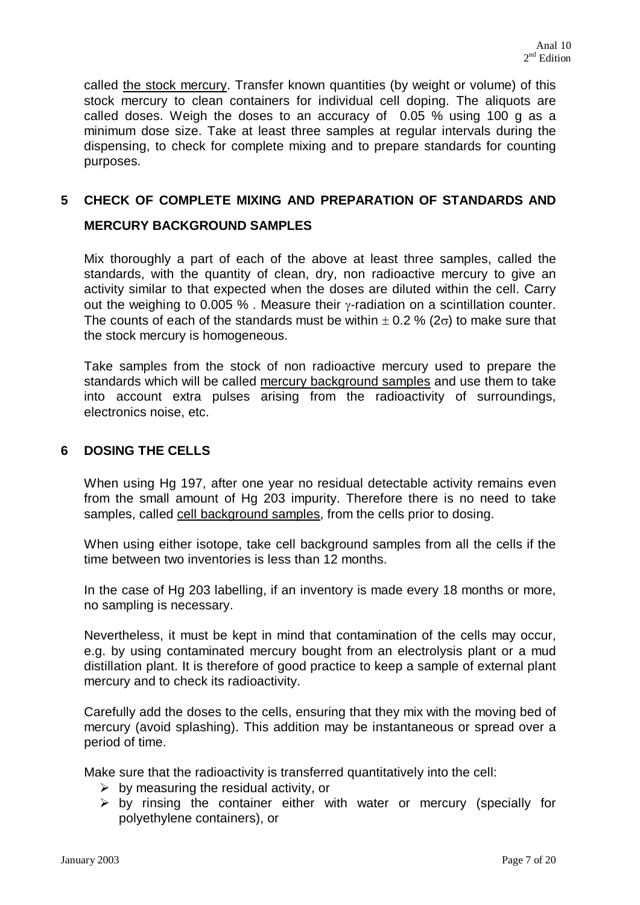called <u>the stock mercury</u>. Transfer known quantities (by weight or volume) of this stock mercury to clean containers for individual cell doping. The aliquots are called doses. Weigh the doses to an accuracy of 0.05 % using 100 g as a minimum dose size. Take at least three samples at regular intervals during the dispensing, to check for complete mixing and to prepare standards for counting purposes.

## 5 CHECK OF COMPLETE MIXING AND PREPARATION OF STANDARDS AND MERCURY BACKGROUND SAMPLES

Mix thoroughly a part of each of the above at least three samples, called the standards, with the quantity of clean, dry, non radioactive mercury to give an activity similar to that expected when the doses are diluted within the cell. Carry out the weighing to 0.005 % . Measure their $\gamma$-radiation on a scintillation counter. The counts of each of the standards must be within $\pm$ 0.2 % ($2\sigma$) to make sure that the stock mercury is homogeneous.

Take samples from the stock of non radioactive mercury used to prepare the standards which will be called <u>mercury background samples</u> and use them to take into account extra pulses arising from the radioactivity of surroundings, electronics noise, etc.

## 6 DOSING THE CELLS

When using Hg 197, after one year no residual detectable activity remains even from the small amount of Hg 203 impurity. Therefore there is no need to take samples, called <u>cell background samples</u>, from the cells prior to dosing.

When using either isotope, take cell background samples from all the cells if the time between two inventories is less than 12 months.

In the case of Hg 203 labelling, if an inventory is made every 18 months or more, no sampling is necessary.

Nevertheless, it must be kept in mind that contamination of the cells may occur, e.g. by using contaminated mercury bought from an electrolysis plant or a mud distillation plant. It is therefore of good practice to keep a sample of external plant mercury and to check its radioactivity.

Carefully add the doses to the cells, ensuring that they mix with the moving bed of mercury (avoid splashing). This addition may be instantaneous or spread over a period of time.

Make sure that the radioactivity is transferred quantitatively into the cell:

- by measuring the residual activity, or
- by rinsing the container either with water or mercury (specially for polyethylene containers), or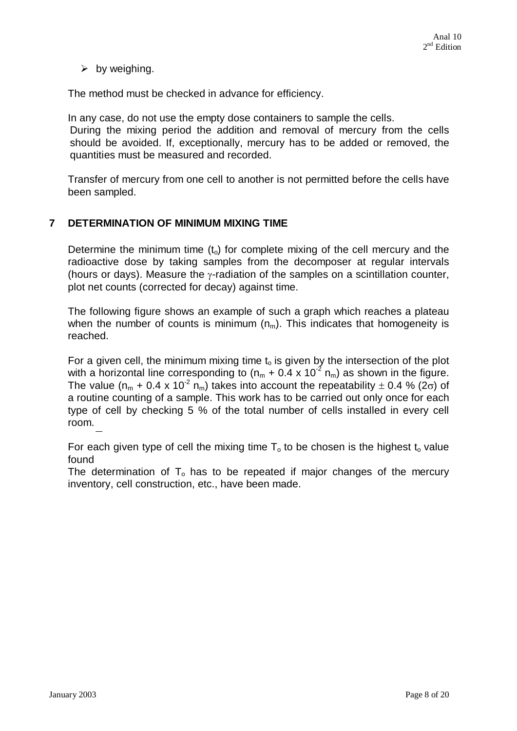- by weighing.

The method must be checked in advance for efficiency.

In any case, do not use the empty dose containers to sample the cells.
During the mixing period the addition and removal of mercury from the cells should be avoided. If, exceptionally, mercury has to be added or removed, the quantities must be measured and recorded.

Transfer of mercury from one cell to another is not permitted before the cells have been sampled.

## 7 DETERMINATION OF MINIMUM MIXING TIME

Determine the minimum time ($t_o$) for complete mixing of the cell mercury and the radioactive dose by taking samples from the decomposer at regular intervals (hours or days). Measure the $\gamma$-radiation of the samples on a scintillation counter, plot net counts (corrected for decay) against time.

The following figure shows an example of such a graph which reaches a plateau when the number of counts is minimum ($n_m$). This indicates that homogeneity is reached.

For a given cell, the minimum mixing time $t_o$ is given by the intersection of the plot with a horizontal line corresponding to ($n_m + 0.4 \times 10^{-2}\ n_m$) as shown in the figure. The value ($n_m + 0.4 \times 10^{-2}\ n_m$) takes into account the repeatability $\pm$ 0.4 % ($2\sigma$) of a routine counting of a sample. This work has to be carried out only once for each type of cell by checking 5 % of the total number of cells installed in every cell room.

For each given type of cell the mixing time $T_o$ to be chosen is the highest $t_o$ value found

The determination of $T_o$ has to be repeated if major changes of the mercury inventory, cell construction, etc., have been made.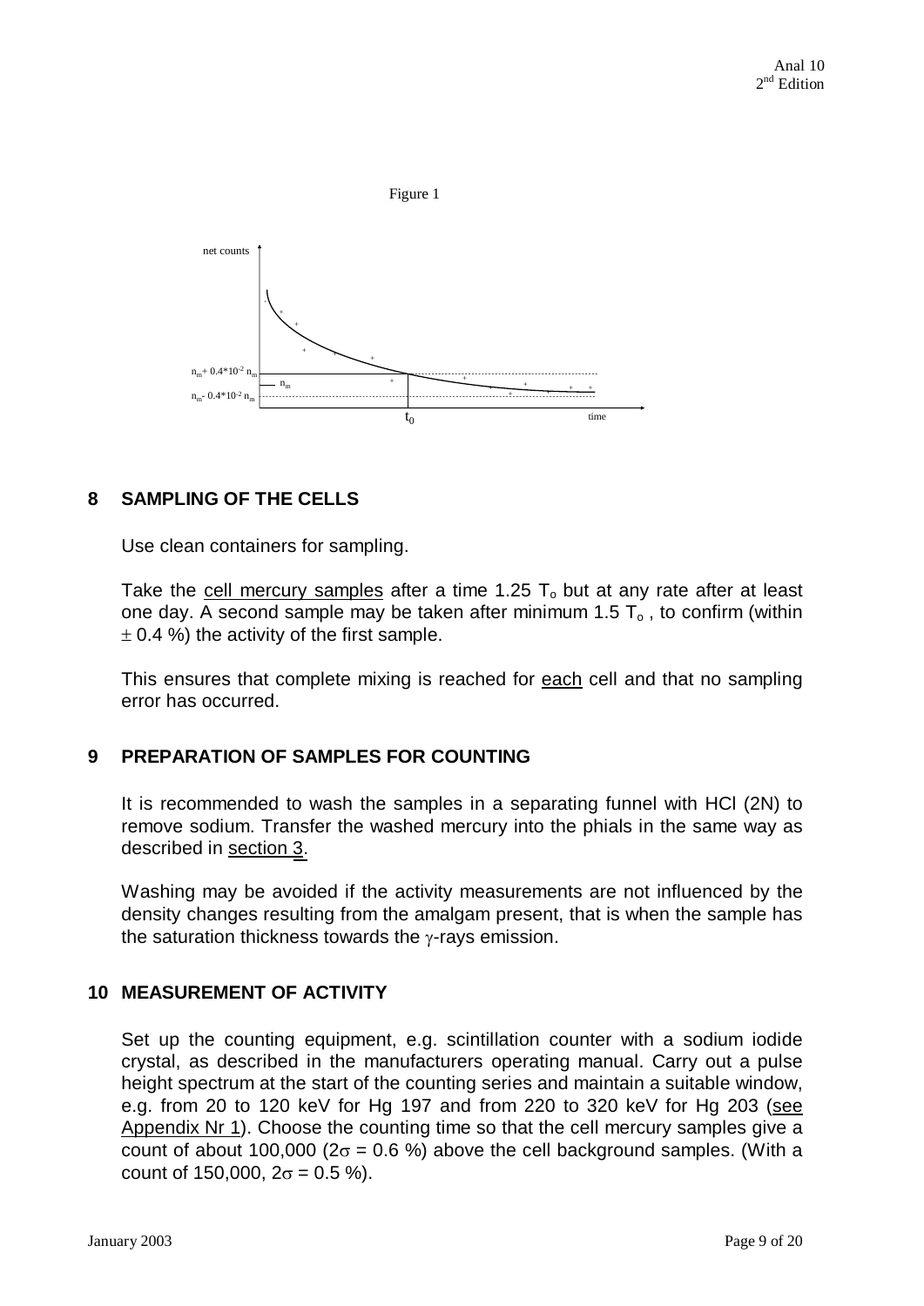Figure 1

## 8 SAMPLING OF THE CELLS

Use clean containers for sampling.

Take the cell mercury samples after a time 1.25 $T_o$ but at any rate after at least one day. A second sample may be taken after minimum 1.5 $T_o$ , to confirm (within $\pm$ 0.4 %) the activity of the first sample.

This ensures that complete mixing is reached for each cell and that no sampling error has occurred.

## 9 PREPARATION OF SAMPLES FOR COUNTING

It is recommended to wash the samples in a separating funnel with HCl (2N) to remove sodium. Transfer the washed mercury into the phials in the same way as described in section 3.

Washing may be avoided if the activity measurements are not influenced by the density changes resulting from the amalgam present, that is when the sample has the saturation thickness towards the $\gamma$-rays emission.

## 10 MEASUREMENT OF ACTIVITY

Set up the counting equipment, e.g. scintillation counter with a sodium iodide crystal, as described in the manufacturers operating manual. Carry out a pulse height spectrum at the start of the counting series and maintain a suitable window, e.g. from 20 to 120 keV for Hg 197 and from 220 to 320 keV for Hg 203 (see Appendix Nr 1). Choose the counting time so that the cell mercury samples give a count of about 100,000 ($2\sigma$ = 0.6 %) above the cell background samples. (With a count of 150,000, $2\sigma$ = 0.5 %).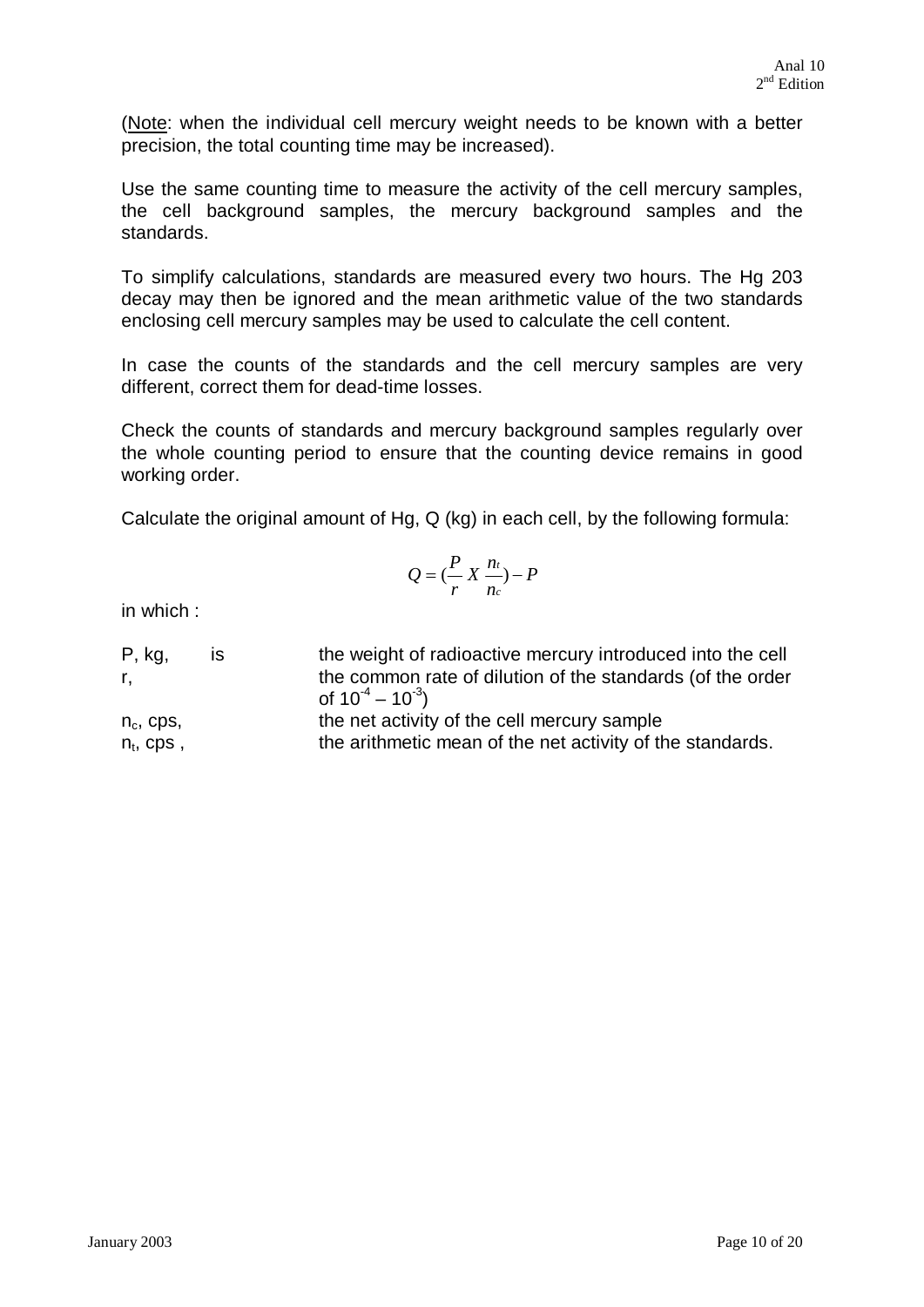(Note: when the individual cell mercury weight needs to be known with a better precision, the total counting time may be increased).

Use the same counting time to measure the activity of the cell mercury samples, the cell background samples, the mercury background samples and the standards.

To simplify calculations, standards are measured every two hours. The Hg 203 decay may then be ignored and the mean arithmetic value of the two standards enclosing cell mercury samples may be used to calculate the cell content.

In case the counts of the standards and the cell mercury samples are very different, correct them for dead-time losses.

Check the counts of standards and mercury background samples regularly over the whole counting period to ensure that the counting device remains in good working order.

Calculate the original amount of Hg, Q (kg) in each cell, by the following formula:

$$Q = \left(\frac{P}{r} X \frac{n_t}{n_c}\right) - P$$

in which :

| | | |
|---|---|---|
| P, kg, | is | the weight of radioactive mercury introduced into the cell |
| r, | | the common rate of dilution of the standards (of the order of $10^{-4} - 10^{-3}$) |
| $n_c$, cps, | | the net activity of the cell mercury sample |
| $n_t$, cps , | | the arithmetic mean of the net activity of the standards. |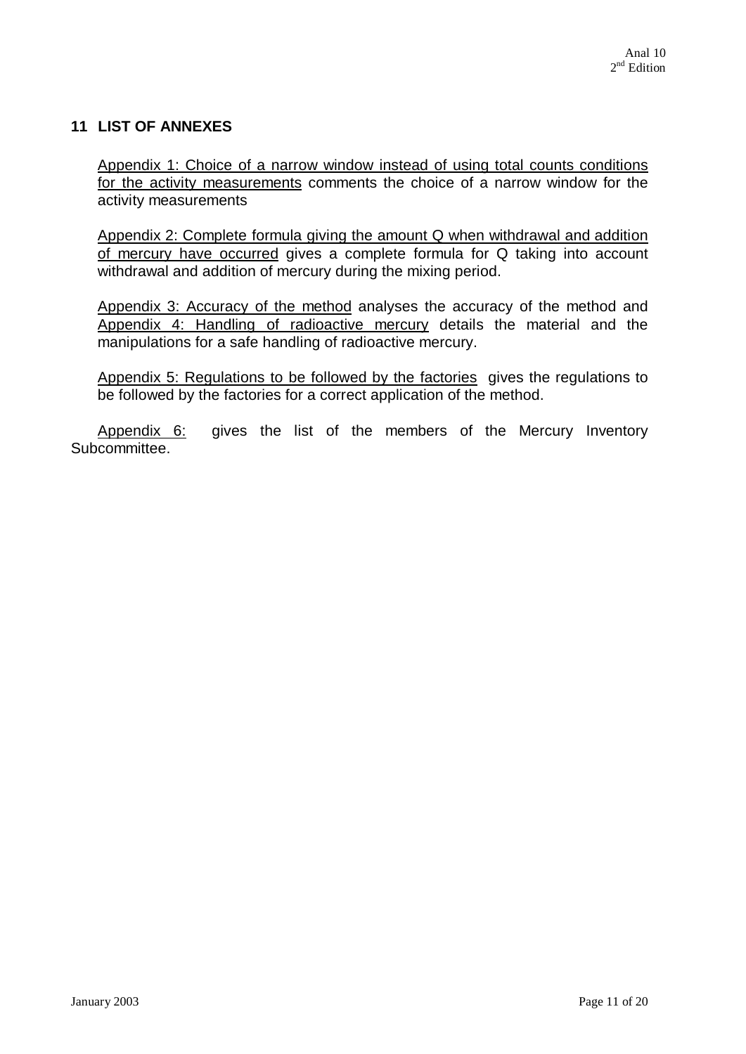## 11 LIST OF ANNEXES

Appendix 1: Choice of a narrow window instead of using total counts conditions for the activity measurements comments the choice of a narrow window for the activity measurements

Appendix 2: Complete formula giving the amount Q when withdrawal and addition of mercury have occurred gives a complete formula for Q taking into account withdrawal and addition of mercury during the mixing period.

Appendix 3: Accuracy of the method analyses the accuracy of the method and Appendix 4: Handling of radioactive mercury details the material and the manipulations for a safe handling of radioactive mercury.

Appendix 5: Regulations to be followed by the factories gives the regulations to be followed by the factories for a correct application of the method.

Appendix 6: gives the list of the members of the Mercury Inventory Subcommittee.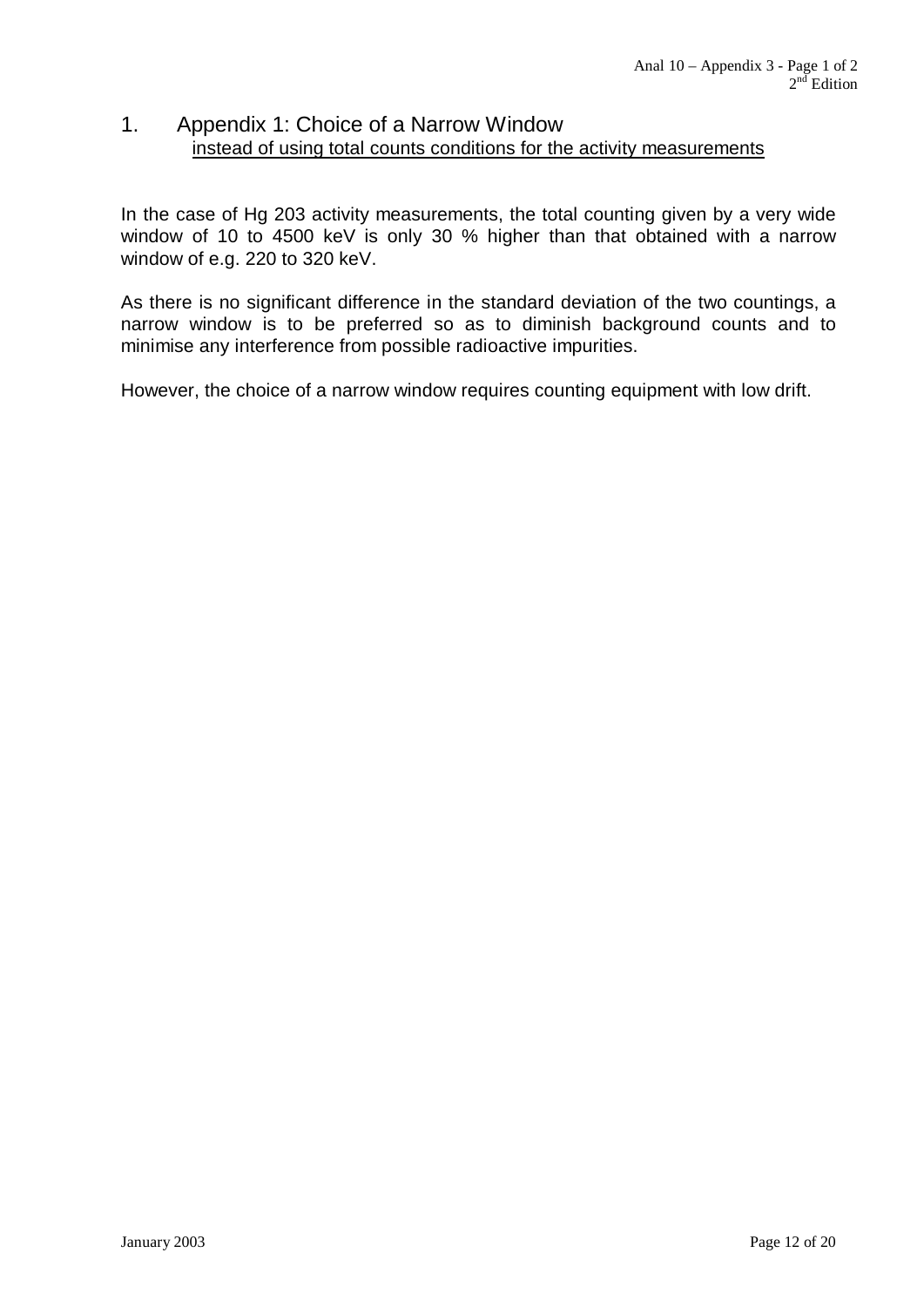# 1. Appendix 1: Choice of a Narrow Window

instead of using total counts conditions for the activity measurements

In the case of Hg 203 activity measurements, the total counting given by a very wide window of 10 to 4500 keV is only 30 % higher than that obtained with a narrow window of e.g. 220 to 320 keV.

As there is no significant difference in the standard deviation of the two countings, a narrow window is to be preferred so as to diminish background counts and to minimise any interference from possible radioactive impurities.

However, the choice of a narrow window requires counting equipment with low drift.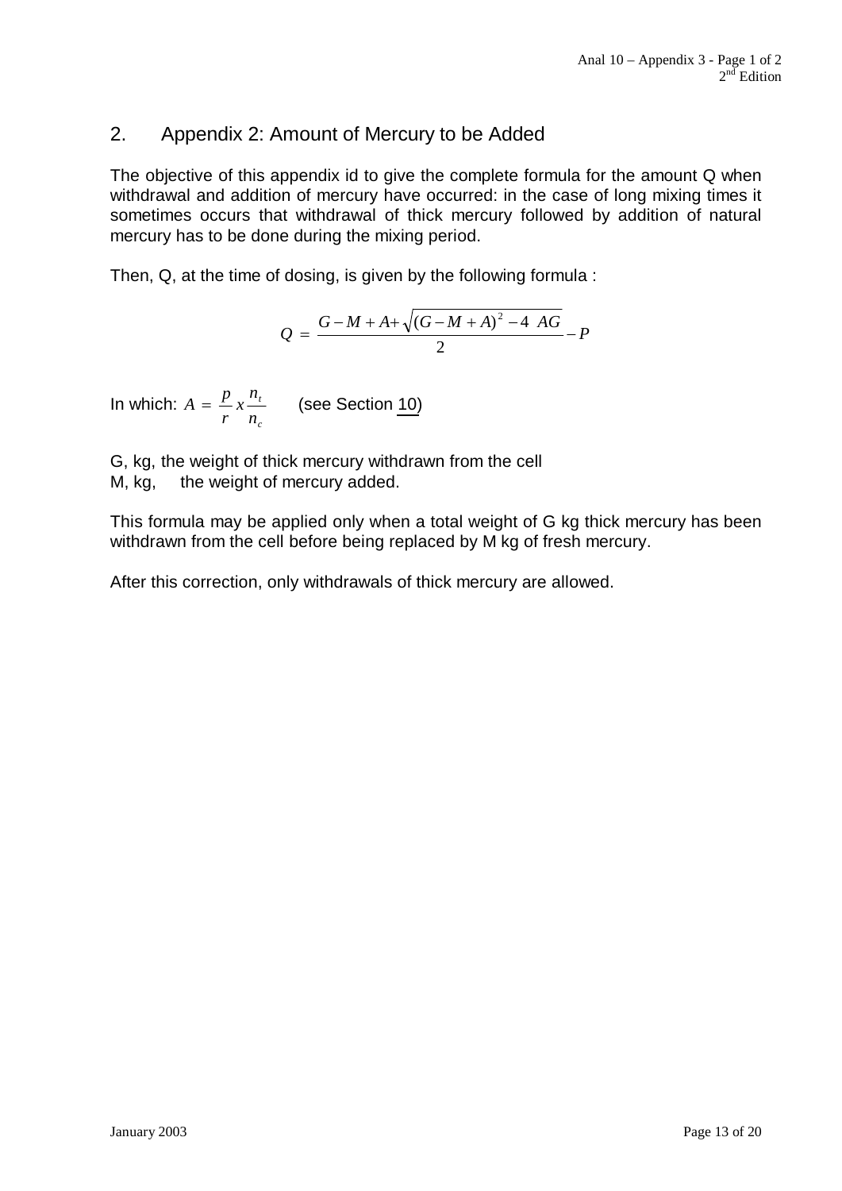## 2. Appendix 2: Amount of Mercury to be Added

The objective of this appendix id to give the complete formula for the amount Q when withdrawal and addition of mercury have occurred: in the case of long mixing times it sometimes occurs that withdrawal of thick mercury followed by addition of natural mercury has to be done during the mixing period.

Then, Q, at the time of dosing, is given by the following formula :

$$Q = \frac{G - M + A + \sqrt{(G - M + A)^2 - 4\ AG}}{2} - P$$

In which: $A = \frac{p}{r} x \frac{n_t}{n_c}$ (see Section 10)

G, kg, the weight of thick mercury withdrawn from the cell
M, kg, the weight of mercury added.

This formula may be applied only when a total weight of G kg thick mercury has been withdrawn from the cell before being replaced by M kg of fresh mercury.

After this correction, only withdrawals of thick mercury are allowed.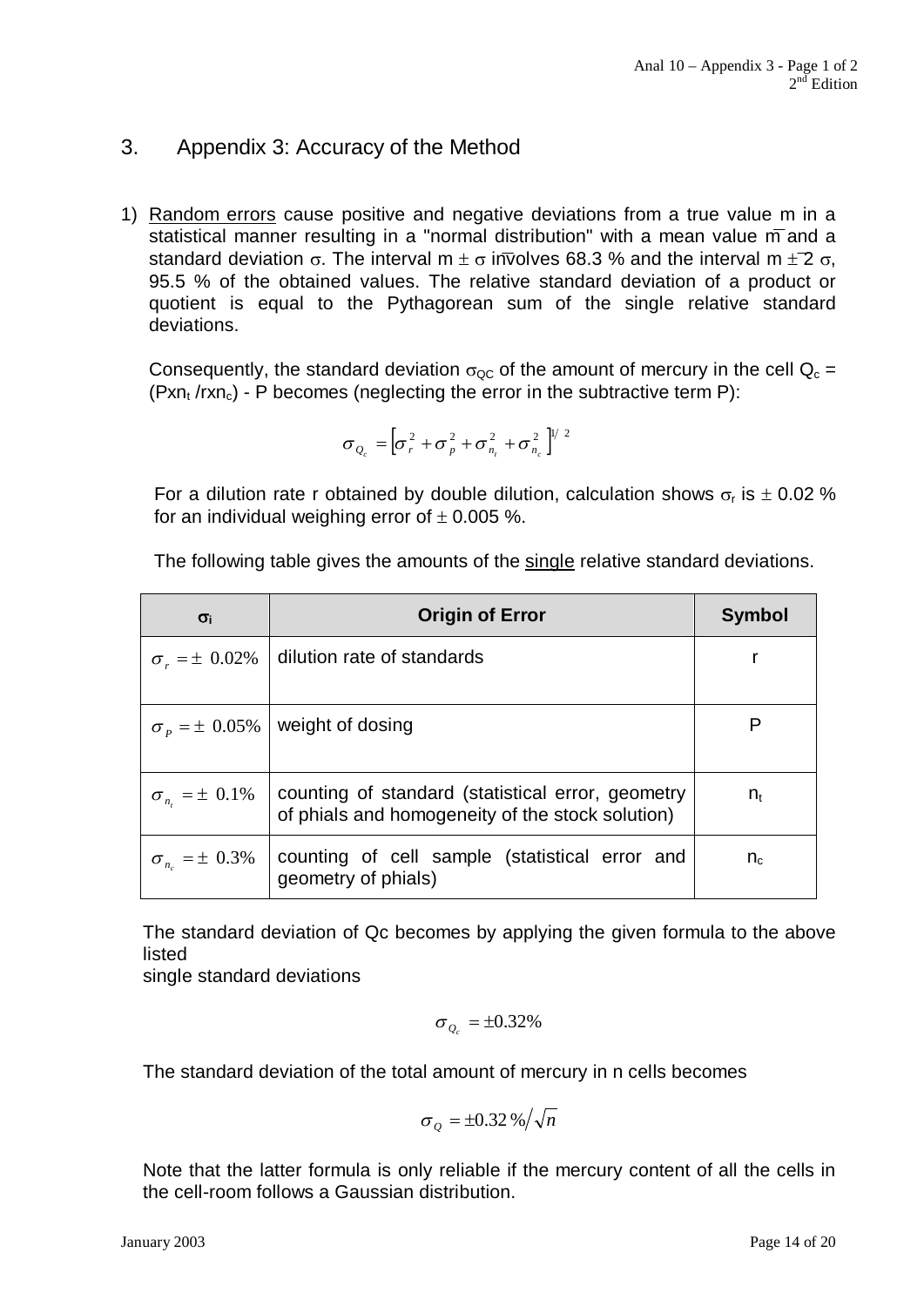## 3. Appendix 3: Accuracy of the Method

1) Random errors cause positive and negative deviations from a true value m in a statistical manner resulting in a "normal distribution" with a mean value $\overline{m}$ and a standard deviation $\sigma$. The interval $\overline{m} \pm \sigma$ involves 68.3 % and the interval $\overline{m} \pm 2\sigma$, 95.5 % of the obtained values. The relative standard deviation of a product or quotient is equal to the Pythagorean sum of the single relative standard deviations.

   Consequently, the standard deviation $\sigma_{QC}$ of the amount of mercury in the cell $Q_c = (Pxn_t / rxn_c) - P$ becomes (neglecting the error in the subtractive term P):

   $$\sigma_{Q_c} = \left[\sigma_r^2 + \sigma_p^2 + \sigma_{n_t}^2 + \sigma_{n_c}^2\right]^{1/2}$$

   For a dilution rate r obtained by double dilution, calculation shows $\sigma_r$ is $\pm$ 0.02 % for an individual weighing error of $\pm$ 0.005 %.

   The following table gives the amounts of the single relative standard deviations.

| $\sigma_i$ | Origin of Error | Symbol |
|---|---|---|
| $\sigma_r = \pm\ 0.02\%$ | dilution rate of standards | r |
| $\sigma_P = \pm\ 0.05\%$ | weight of dosing | P |
| $\sigma_{n_t} = \pm\ 0.1\%$ | counting of standard (statistical error, geometry of phials and homogeneity of the stock solution) | $n_t$ |
| $\sigma_{n_c} = \pm\ 0.3\%$ | counting of cell sample (statistical error and geometry of phials) | $n_c$ |

The standard deviation of Qc becomes by applying the given formula to the above listed
single standard deviations

$$\sigma_{Q_c} = \pm 0.32\%$$

The standard deviation of the total amount of mercury in n cells becomes

$$\sigma_Q = \pm 0.32\,\% / \sqrt{n}$$

Note that the latter formula is only reliable if the mercury content of all the cells in the cell-room follows a Gaussian distribution.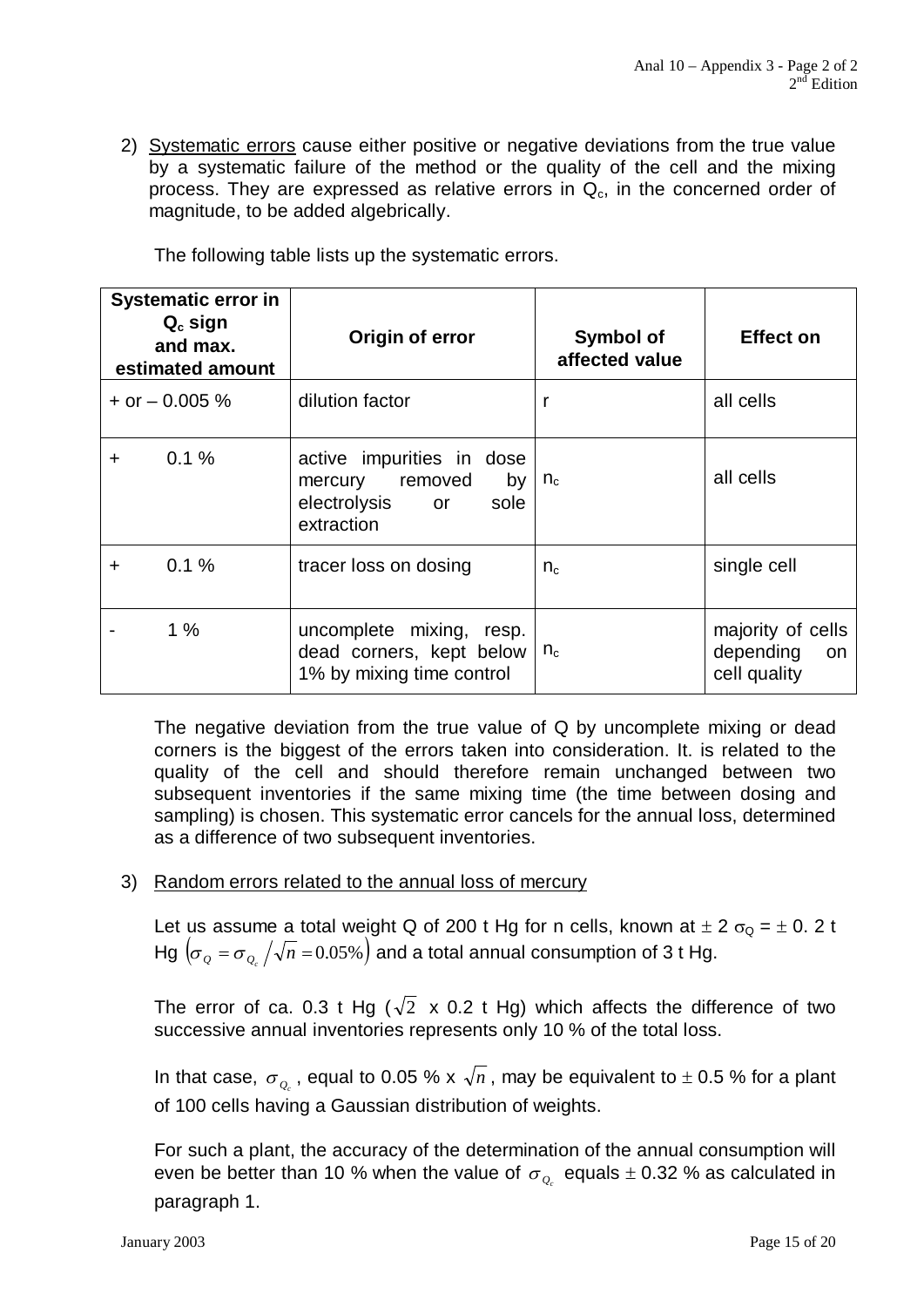2) Systematic errors cause either positive or negative deviations from the true value by a systematic failure of the method or the quality of the cell and the mixing process. They are expressed as relative errors in $Q_c$, in the concerned order of magnitude, to be added algebrically.

The following table lists up the systematic errors.

| Systematic error in $Q_c$ sign and max. estimated amount | Origin of error | Symbol of affected value | Effect on |
|---|---|---|---|
| + or – 0.005 % | dilution factor | r | all cells |
| + 0.1 % | active impurities in dose mercury removed by electrolysis or sole extraction | $n_c$ | all cells |
| + 0.1 % | tracer loss on dosing | $n_c$ | single cell |
| - 1 % | uncomplete mixing, resp. dead corners, kept below 1% by mixing time control | $n_c$ | majority of cells depending on cell quality |

The negative deviation from the true value of Q by uncomplete mixing or dead corners is the biggest of the errors taken into consideration. It. is related to the quality of the cell and should therefore remain unchanged between two subsequent inventories if the same mixing time (the time between dosing and sampling) is chosen. This systematic error cancels for the annual loss, determined as a difference of two subsequent inventories.

3) Random errors related to the annual loss of mercury

Let us assume a total weight Q of 200 t Hg for n cells, known at $\pm 2\ \sigma_Q = \pm$ 0. 2 t Hg $\left(\sigma_Q = \sigma_{Q_c} / \sqrt{n} = 0.05\%\right)$ and a total annual consumption of 3 t Hg.

The error of ca. 0.3 t Hg ($\sqrt{2}$ x 0.2 t Hg) which affects the difference of two successive annual inventories represents only 10 % of the total loss.

In that case, $\sigma_{Q_c}$, equal to 0.05 % x $\sqrt{n}$, may be equivalent to $\pm$ 0.5 % for a plant of 100 cells having a Gaussian distribution of weights.

For such a plant, the accuracy of the determination of the annual consumption will even be better than 10 % when the value of $\sigma_{Q_c}$ equals $\pm$ 0.32 % as calculated in paragraph 1.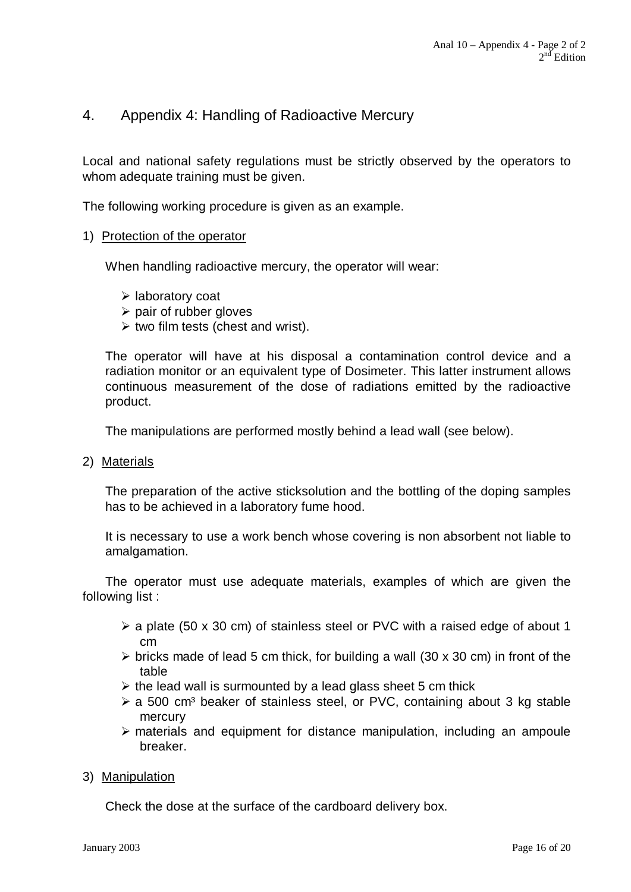## 4. Appendix 4: Handling of Radioactive Mercury

Local and national safety regulations must be strictly observed by the operators to whom adequate training must be given.

The following working procedure is given as an example.

1) Protection of the operator

When handling radioactive mercury, the operator will wear:

- laboratory coat
- pair of rubber gloves
- two film tests (chest and wrist).

The operator will have at his disposal a contamination control device and a radiation monitor or an equivalent type of Dosimeter. This latter instrument allows continuous measurement of the dose of radiations emitted by the radioactive product.

The manipulations are performed mostly behind a lead wall (see below).

2) Materials

The preparation of the active sticksolution and the bottling of the doping samples has to be achieved in a laboratory fume hood.

It is necessary to use a work bench whose covering is non absorbent not liable to amalgamation.

The operator must use adequate materials, examples of which are given the following list :

- a plate (50 x 30 cm) of stainless steel or PVC with a raised edge of about 1 cm
- bricks made of lead 5 cm thick, for building a wall (30 x 30 cm) in front of the table
- the lead wall is surmounted by a lead glass sheet 5 cm thick
- a 500 cm³ beaker of stainless steel, or PVC, containing about 3 kg stable mercury
- materials and equipment for distance manipulation, including an ampoule breaker.

3) Manipulation

Check the dose at the surface of the cardboard delivery box.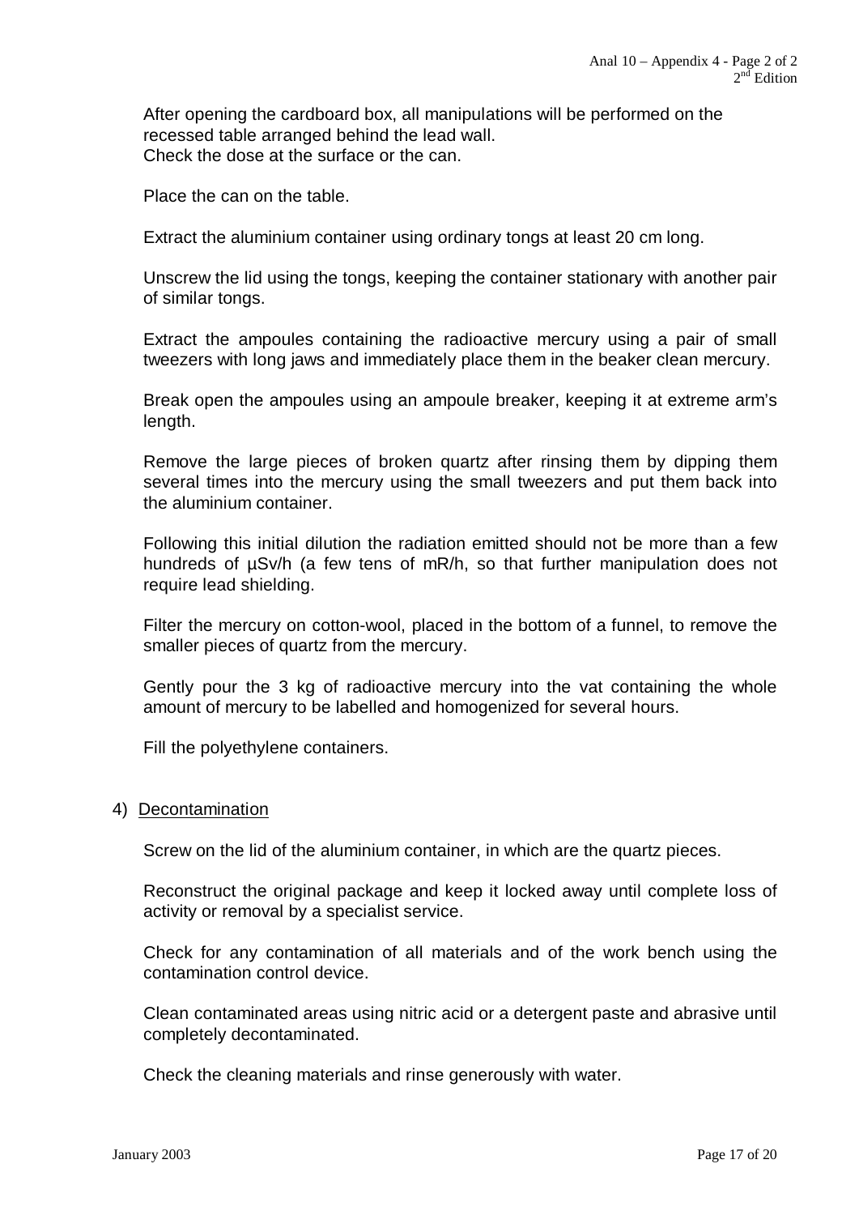After opening the cardboard box, all manipulations will be performed on the recessed table arranged behind the lead wall.
Check the dose at the surface or the can.

Place the can on the table.

Extract the aluminium container using ordinary tongs at least 20 cm long.

Unscrew the lid using the tongs, keeping the container stationary with another pair of similar tongs.

Extract the ampoules containing the radioactive mercury using a pair of small tweezers with long jaws and immediately place them in the beaker clean mercury.

Break open the ampoules using an ampoule breaker, keeping it at extreme arm's length.

Remove the large pieces of broken quartz after rinsing them by dipping them several times into the mercury using the small tweezers and put them back into the aluminium container.

Following this initial dilution the radiation emitted should not be more than a few hundreds of µSv/h (a few tens of mR/h, so that further manipulation does not require lead shielding.

Filter the mercury on cotton-wool, placed in the bottom of a funnel, to remove the smaller pieces of quartz from the mercury.

Gently pour the 3 kg of radioactive mercury into the vat containing the whole amount of mercury to be labelled and homogenized for several hours.

Fill the polyethylene containers.

4) Decontamination

Screw on the lid of the aluminium container, in which are the quartz pieces.

Reconstruct the original package and keep it locked away until complete loss of activity or removal by a specialist service.

Check for any contamination of all materials and of the work bench using the contamination control device.

Clean contaminated areas using nitric acid or a detergent paste and abrasive until completely decontaminated.

Check the cleaning materials and rinse generously with water.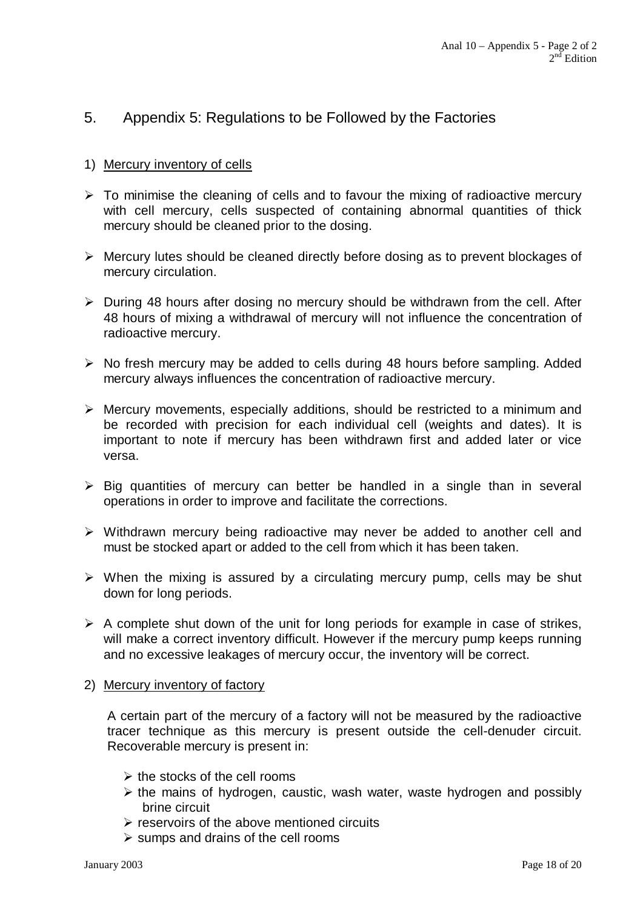## 5. Appendix 5: Regulations to be Followed by the Factories

1) Mercury inventory of cells

- To minimise the cleaning of cells and to favour the mixing of radioactive mercury with cell mercury, cells suspected of containing abnormal quantities of thick mercury should be cleaned prior to the dosing.
- Mercury lutes should be cleaned directly before dosing as to prevent blockages of mercury circulation.
- During 48 hours after dosing no mercury should be withdrawn from the cell. After 48 hours of mixing a withdrawal of mercury will not influence the concentration of radioactive mercury.
- No fresh mercury may be added to cells during 48 hours before sampling. Added mercury always influences the concentration of radioactive mercury.
- Mercury movements, especially additions, should be restricted to a minimum and be recorded with precision for each individual cell (weights and dates). It is important to note if mercury has been withdrawn first and added later or vice versa.
- Big quantities of mercury can better be handled in a single than in several operations in order to improve and facilitate the corrections.
- Withdrawn mercury being radioactive may never be added to another cell and must be stocked apart or added to the cell from which it has been taken.
- When the mixing is assured by a circulating mercury pump, cells may be shut down for long periods.
- A complete shut down of the unit for long periods for example in case of strikes, will make a correct inventory difficult. However if the mercury pump keeps running and no excessive leakages of mercury occur, the inventory will be correct.

2) Mercury inventory of factory

A certain part of the mercury of a factory will not be measured by the radioactive tracer technique as this mercury is present outside the cell-denuder circuit. Recoverable mercury is present in:

- the stocks of the cell rooms
- the mains of hydrogen, caustic, wash water, waste hydrogen and possibly brine circuit
- reservoirs of the above mentioned circuits
- sumps and drains of the cell rooms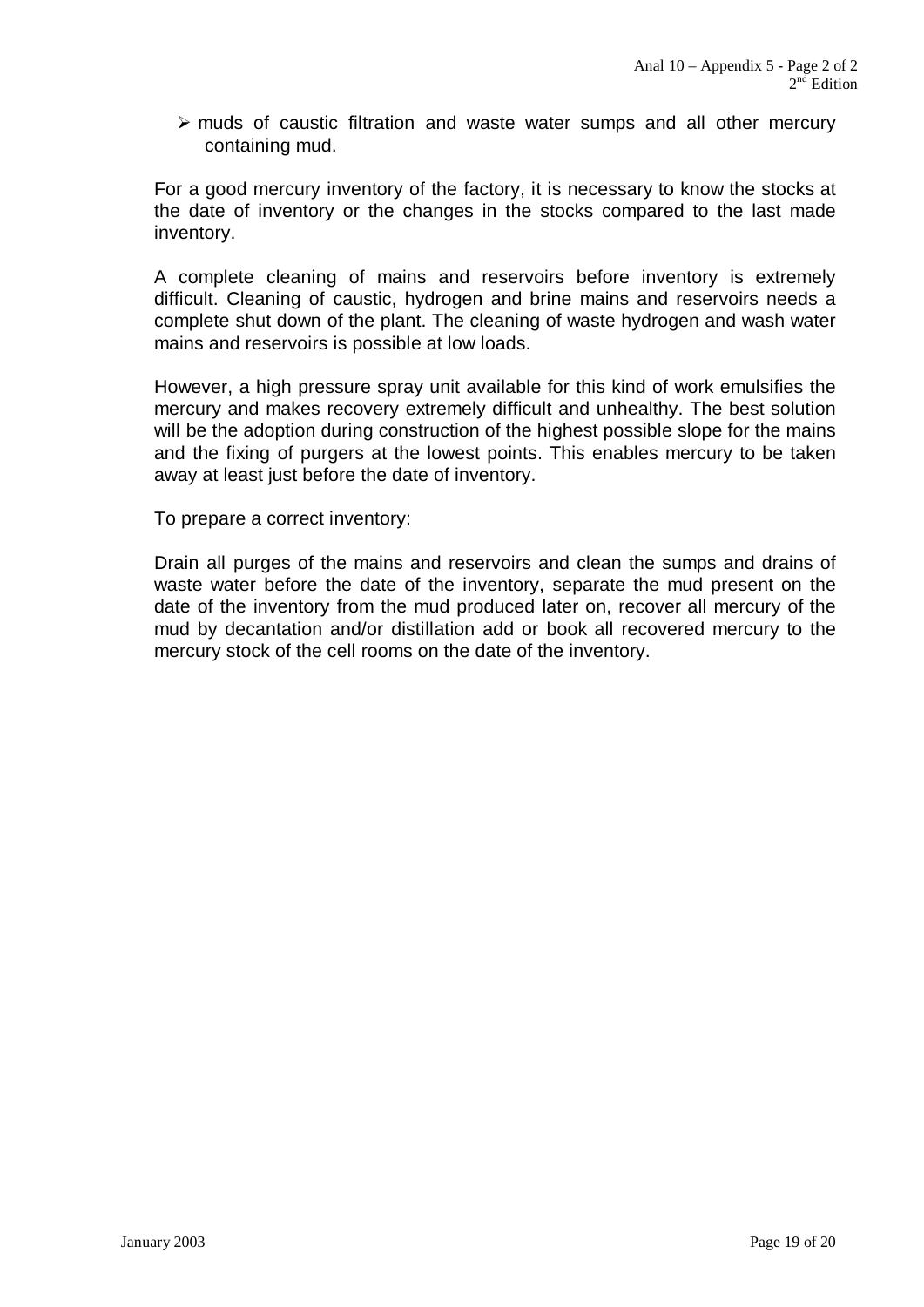- muds of caustic filtration and waste water sumps and all other mercury containing mud.

For a good mercury inventory of the factory, it is necessary to know the stocks at the date of inventory or the changes in the stocks compared to the last made inventory.

A complete cleaning of mains and reservoirs before inventory is extremely difficult. Cleaning of caustic, hydrogen and brine mains and reservoirs needs a complete shut down of the plant. The cleaning of waste hydrogen and wash water mains and reservoirs is possible at low loads.

However, a high pressure spray unit available for this kind of work emulsifies the mercury and makes recovery extremely difficult and unhealthy. The best solution will be the adoption during construction of the highest possible slope for the mains and the fixing of purgers at the lowest points. This enables mercury to be taken away at least just before the date of inventory.

To prepare a correct inventory:

Drain all purges of the mains and reservoirs and clean the sumps and drains of waste water before the date of the inventory, separate the mud present on the date of the inventory from the mud produced later on, recover all mercury of the mud by decantation and/or distillation add or book all recovered mercury to the mercury stock of the cell rooms on the date of the inventory.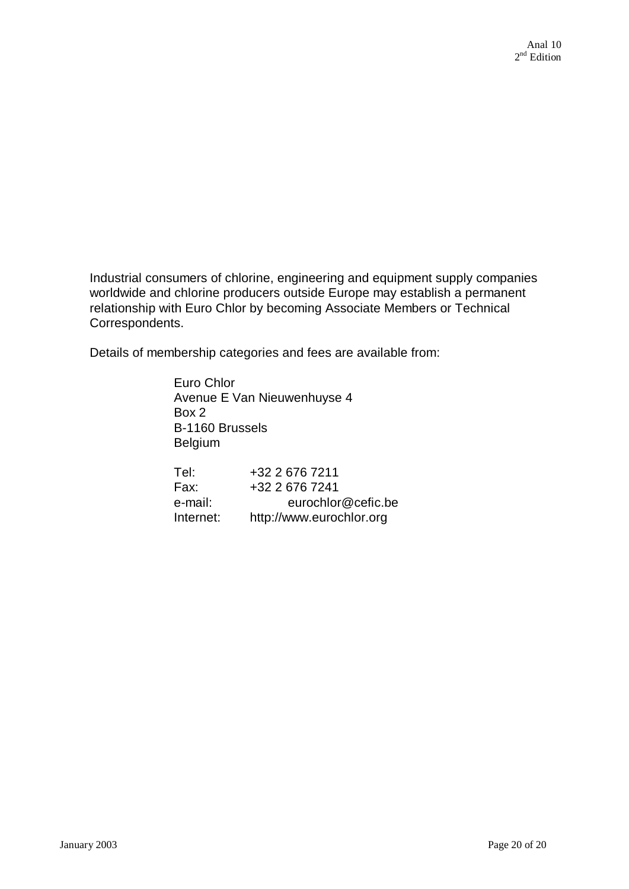Industrial consumers of chlorine, engineering and equipment supply companies worldwide and chlorine producers outside Europe may establish a permanent relationship with Euro Chlor by becoming Associate Members or Technical Correspondents.

Details of membership categories and fees are available from:

Euro Chlor
Avenue E Van Nieuwenhuyse 4
Box 2
B-1160 Brussels
Belgium

| | |
|---|---|
| Tel: | +32 2 676 7211 |
| Fax: | +32 2 676 7241 |
| e-mail: | eurochlor@cefic.be |
| Internet: | http://www.eurochlor.org |